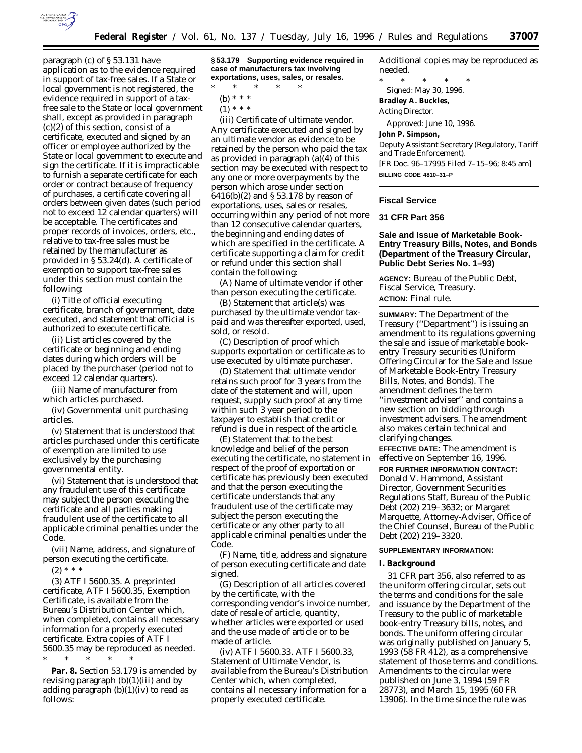paragraph (c) of § 53.131 have application as to the evidence required in support of tax-free sales. If a State or local government is not registered, the evidence required in support of a tax-free sale to the State or local government shall, except as provided in paragraph (c)(2) of this section, consist of a certificate, executed and signed by an officer or employee authorized by the State or local government to execute and sign the certificate. If it is impracticable to furnish a separate certificate for each order or contract because of frequency of purchases, a certificate covering all orders between given dates (such period not to exceed 12 calendar quarters) will be acceptable. The certificates and proper records of invoices, orders, etc., relative to tax-free sales must be retained by the manufacturer as provided in § 53.24(d). A certificate of exemption to support tax-free sales under this section must contain the following:

(i) Title of official executing certificate, branch of government, date executed, and statement that official is authorized to execute certificate.

(ii) List articles covered by the certificate or beginning and ending dates during which orders will be placed by the purchaser (period not to exceed 12 calendar quarters).

(iii) Name of manufacturer from which articles purchased.

(iv) Governmental unit purchasing articles.

(v) Statement that is understood that articles purchased under this certificate of exemption are limited to use exclusively by the purchasing governmental entity.

(vi) Statement that is understood that any fraudulent use of this certificate may subject the person executing the certificate and all parties making fraudulent use of the certificate to all applicable criminal penalties under the Code.

(vii) Name, address, and signature of person executing the certificate.

(2) * * *

(3) *ATF I 5600.35.* A preprinted certificate, ATF I 5600.35, Exemption Certificate, is available from the Bureau's Distribution Center which, when completed, contains all necessary information for a properly executed certificate. Extra copies of ATF I 5600.35 may be reproduced as needed.

\* \* \* \* \*

**Par. 8.** Section 53.179 is amended by revising paragraph (b)(1)(iii) and by adding paragraph (b)(1)(iv) to read as follows:

**§ 53.179 Supporting evidence required in case of manufacturers tax involving exportations, uses, sales, or resales.**

\* \* \* \* \*

(b) * * *

(1) * * *

(iii) *Certificate of ultimate vendor.* Any certificate executed and signed by an ultimate vendor as evidence to be retained by the person who paid the tax as provided in paragraph (a)(4) of this section may be executed with respect to any one or more overpayments by the person which arose under section 6416(b)(2) and § 53.178 by reason of exportations, uses, sales or resales, occurring within any period of not more than 12 consecutive calendar quarters, the beginning and ending dates of which are specified in the certificate. A certificate supporting a claim for credit or refund under this section shall contain the following:

(A) Name of ultimate vendor if other than person executing the certificate.

(B) Statement that article(s) was purchased by the ultimate vendor tax-paid and was thereafter exported, used, sold, or resold.

(C) Description of proof which supports exportation or certificate as to use executed by ultimate purchaser.

(D) Statement that ultimate vendor retains such proof for 3 years from the date of the statement and will, upon request, supply such proof at any time within such 3 year period to the taxpayer to establish that credit or refund is due in respect of the article.

(E) Statement that to the best knowledge and belief of the person executing the certificate, no statement in respect of the proof of exportation or certificate has previously been executed and that the person executing the certificate understands that any fraudulent use of the certificate may subject the person executing the certificate or any other party to all applicable criminal penalties under the Code.

(F) Name, title, address and signature of person executing certificate and date signed.

(G) Description of all articles covered by the certificate, with the corresponding vendor's invoice number, date of resale of article, quantity, whether articles were exported or used and the use made of article or to be made of article.

(iv) *ATF I 5600.33.* ATF I 5600.33, Statement of Ultimate Vendor, is available from the Bureau's Distribution Center which, when completed, contains all necessary information for a properly executed certificate. Additional copies may be reproduced as needed.

\* \* \* \* \*

Signed: May 30, 1996.

**Bradley A. Buckles,**

*Acting Director.*

Approved: June 10, 1996.

**John P. Simpson,**

*Deputy Assistant Secretary (Regulatory, Tariff and Trade Enforcement).*

[FR Doc. 96–17995 Filed 7–15–96; 8:45 am]

**BILLING CODE 4810–31–P**

---

## Fiscal Service

### 31 CFR Part 356

### Sale and Issue of Marketable Book-Entry Treasury Bills, Notes, and Bonds (Department of the Treasury Circular, Public Debt Series No. 1–93)

**AGENCY:** Bureau of the Public Debt, Fiscal Service, Treasury.

**ACTION:** Final rule.

**SUMMARY:** The Department of the Treasury (''Department'') is issuing an amendment to its regulations governing the sale and issue of marketable book-entry Treasury securities (Uniform Offering Circular for the Sale and Issue of Marketable Book-Entry Treasury Bills, Notes, and Bonds). The amendment defines the term ''investment adviser'' and contains a new section on bidding through investment advisers. The amendment also makes certain technical and clarifying changes.

**EFFECTIVE DATE:** The amendment is effective on September 16, 1996.

**FOR FURTHER INFORMATION CONTACT:** Donald V. Hammond, Assistant Director, Government Securities Regulations Staff, Bureau of the Public Debt (202) 219–3632; or Margaret Marquette, Attorney-Adviser, Office of the Chief Counsel, Bureau of the Public Debt (202) 219–3320.

**SUPPLEMENTARY INFORMATION:**

**I. Background**

31 CFR part 356, also referred to as the uniform offering circular, sets out the terms and conditions for the sale and issuance by the Department of the Treasury to the public of marketable book-entry Treasury bills, notes, and bonds. The uniform offering circular was originally published on January 5, 1993 (58 FR 412), as a comprehensive statement of those terms and conditions. Amendments to the circular were published on June 3, 1994 (59 FR 28773), and March 15, 1995 (60 FR 13906). In the time since the rule was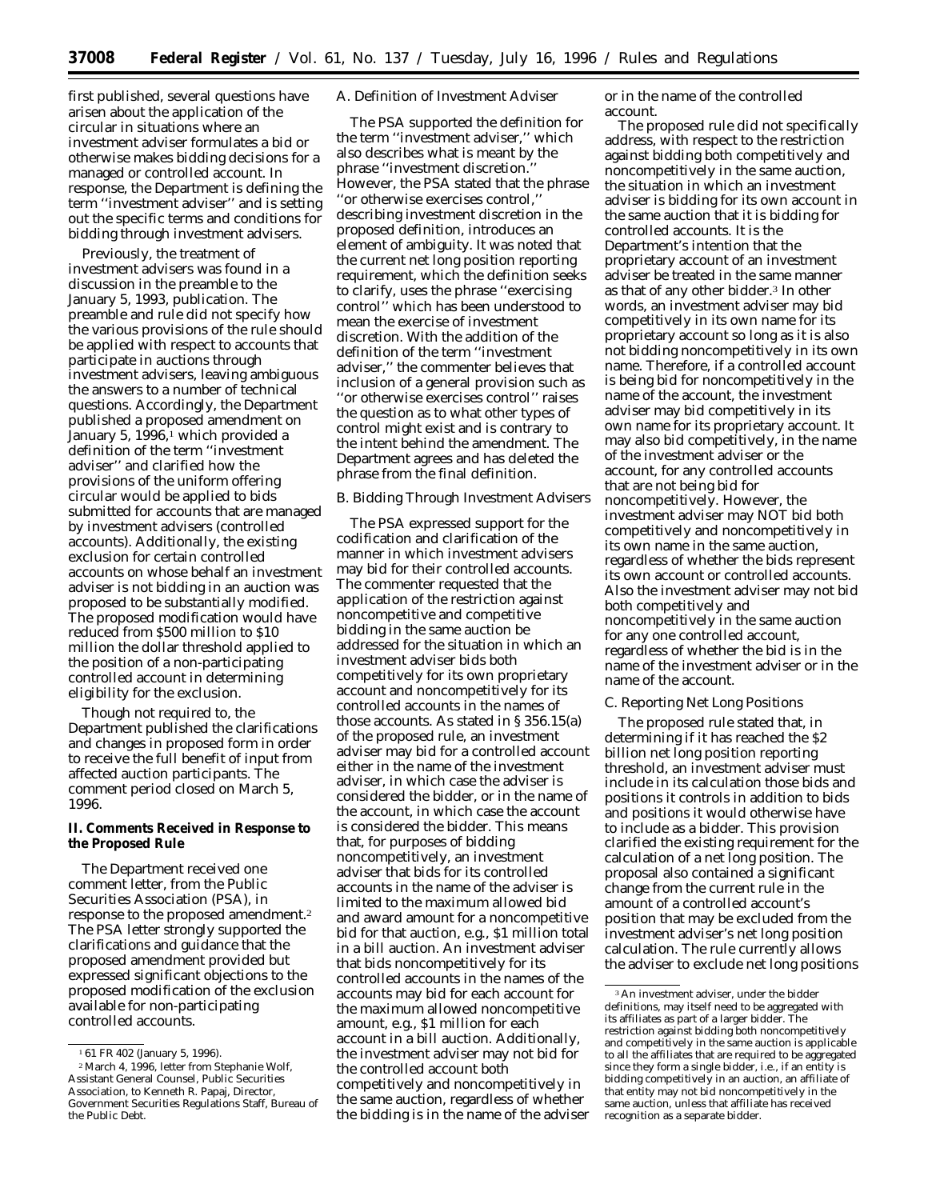first published, several questions have arisen about the application of the circular in situations where an investment adviser formulates a bid or otherwise makes bidding decisions for a managed or controlled account. In response, the Department is defining the term ''investment adviser'' and is setting out the specific terms and conditions for bidding through investment advisers.

Previously, the treatment of investment advisers was found in a discussion in the preamble to the January 5, 1993, publication. The preamble and rule did not specify how the various provisions of the rule should be applied with respect to accounts that participate in auctions through investment advisers, leaving ambiguous the answers to a number of technical questions. Accordingly, the Department published a proposed amendment on January 5, 1996,[1] which provided a definition of the term ''investment adviser'' and clarified how the provisions of the uniform offering circular would be applied to bids submitted for accounts that are managed by investment advisers (controlled accounts). Additionally, the existing exclusion for certain controlled accounts on whose behalf an investment adviser is not bidding in an auction was proposed to be substantially modified. The proposed modification would have reduced from $500 million to $10 million the dollar threshold applied to the position of a non-participating controlled account in determining eligibility for the exclusion.

Though not required to, the Department published the clarifications and changes in proposed form in order to receive the full benefit of input from affected auction participants. The comment period closed on March 5, 1996.

## II. Comments Received in Response to the Proposed Rule

The Department received one comment letter, from the Public Securities Association (PSA), in response to the proposed amendment.[2] The PSA letter strongly supported the clarifications and guidance that the proposed amendment provided but expressed significant objections to the proposed modification of the exclusion available for non-participating controlled accounts.

### A. Definition of Investment Adviser

The PSA supported the definition for the term ''investment adviser,'' which also describes what is meant by the phrase ''investment discretion.'' However, the PSA stated that the phrase ''or otherwise exercises control,'' describing investment discretion in the proposed definition, introduces an element of ambiguity. It was noted that the current net long position reporting requirement, which the definition seeks to clarify, uses the phrase ''exercising control'' which has been understood to mean the exercise of investment discretion. With the addition of the definition of the term ''investment adviser,'' the commenter believes that inclusion of a general provision such as ''or otherwise exercises control'' raises the question as to what other types of control might exist and is contrary to the intent behind the amendment. The Department agrees and has deleted the phrase from the final definition.

### B. Bidding Through Investment Advisers

The PSA expressed support for the codification and clarification of the manner in which investment advisers may bid for their controlled accounts. The commenter requested that the application of the restriction against noncompetitive and competitive bidding in the same auction be addressed for the situation in which an investment adviser bids both competitively for its own proprietary account and noncompetitively for its controlled accounts in the names of those accounts. As stated in § 356.15(a) of the proposed rule, an investment adviser may bid for a controlled account either in the name of the investment adviser, in which case the adviser is considered the bidder, or in the name of the account, in which case the account is considered the bidder. This means that, for purposes of bidding noncompetitively, an investment adviser that bids for its controlled accounts in the name of the adviser is limited to the maximum allowed bid and award amount for a noncompetitive bid for that auction, e.g., $1 million total in a bill auction. An investment adviser that bids noncompetitively for its controlled accounts in the names of the accounts may bid for each account for the maximum allowed noncompetitive amount, e.g., $1 million for each account in a bill auction. Additionally, the investment adviser may not bid for the controlled account both competitively and noncompetitively in the same auction, regardless of whether the bidding is in the name of the adviser or in the name of the controlled account.

The proposed rule did not specifically address, with respect to the restriction against bidding both competitively and noncompetitively in the same auction, the situation in which an investment adviser is bidding for its own account in the same auction that it is bidding for controlled accounts. It is the Department's intention that the proprietary account of an investment adviser be treated in the same manner as that of any other bidder.[3] In other words, an investment adviser may bid competitively in its own name for its proprietary account so long as it is also not bidding noncompetitively in its own name. Therefore, if a controlled account is being bid for noncompetitively in the name of the account, the investment adviser may bid competitively in its own name for its proprietary account. It may also bid competitively, in the name of the investment adviser or the account, for any controlled accounts that are not being bid for noncompetitively. However, the investment adviser may NOT bid both competitively and noncompetitively in its own name in the same auction, regardless of whether the bids represent its own account or controlled accounts. Also the investment adviser may not bid both competitively and noncompetitively in the same auction for any one controlled account, regardless of whether the bid is in the name of the investment adviser or in the name of the account.

### C. Reporting Net Long Positions

The proposed rule stated that, in determining if it has reached the $2 billion net long position reporting threshold, an investment adviser must include in its calculation those bids and positions it controls in addition to bids and positions it would otherwise have to include as a bidder. This provision clarified the existing requirement for the calculation of a net long position. The proposal also contained a significant change from the current rule in the amount of a controlled account's position that may be excluded from the investment adviser's net long position calculation. The rule currently allows the adviser to exclude net long positions

---

[1] 61 FR 402 (January 5, 1996).

[2] March 4, 1996, letter from Stephanie Wolf, Assistant General Counsel, Public Securities Association, to Kenneth R. Papaj, Director, Government Securities Regulations Staff, Bureau of the Public Debt.

[3] An investment adviser, under the bidder definitions, may itself need to be aggregated with its affiliates as part of a larger bidder. The restriction against bidding both noncompetitively and competitively in the same auction is applicable to all the affiliates that are required to be aggregated since they form a single bidder, i.e., if an entity is bidding competitively in an auction, an affiliate of that entity may not bid noncompetitively in the same auction, unless that affiliate has received recognition as a separate bidder.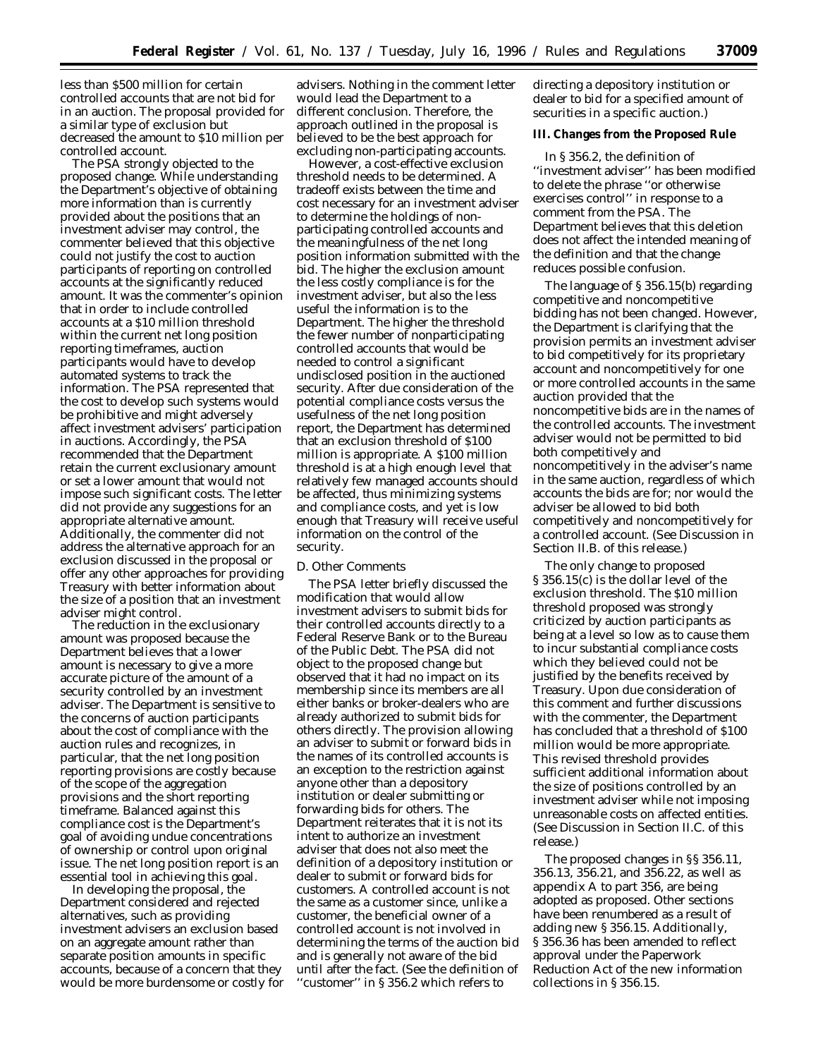less than $500 million for certain controlled accounts that are not bid for in an auction. The proposal provided for a similar type of exclusion but decreased the amount to $10 million per controlled account.

The PSA strongly objected to the proposed change. While understanding the Department's objective of obtaining more information than is currently provided about the positions that an investment adviser may control, the commenter believed that this objective could not justify the cost to auction participants of reporting on controlled accounts at the significantly reduced amount. It was the commenter's opinion that in order to include controlled accounts at a $10 million threshold within the current net long position reporting timeframes, auction participants would have to develop automated systems to track the information. The PSA represented that the cost to develop such systems would be prohibitive and might adversely affect investment advisers' participation in auctions. Accordingly, the PSA recommended that the Department retain the current exclusionary amount or set a lower amount that would not impose such significant costs. The letter did not provide any suggestions for an appropriate alternative amount. Additionally, the commenter did not address the alternative approach for an exclusion discussed in the proposal or offer any other approaches for providing Treasury with better information about the size of a position that an investment adviser might control.

The reduction in the exclusionary amount was proposed because the Department believes that a lower amount is necessary to give a more accurate picture of the amount of a security controlled by an investment adviser. The Department is sensitive to the concerns of auction participants about the cost of compliance with the auction rules and recognizes, in particular, that the net long position reporting provisions are costly because of the scope of the aggregation provisions and the short reporting timeframe. Balanced against this compliance cost is the Department's goal of avoiding undue concentrations of ownership or control upon original issue. The net long position report is an essential tool in achieving this goal.

In developing the proposal, the Department considered and rejected alternatives, such as providing investment advisers an exclusion based on an aggregate amount rather than separate position amounts in specific accounts, because of a concern that they would be more burdensome or costly for advisers. Nothing in the comment letter would lead the Department to a different conclusion. Therefore, the approach outlined in the proposal is believed to be the best approach for excluding non-participating accounts.

However, a cost-effective exclusion threshold needs to be determined. A tradeoff exists between the time and cost necessary for an investment adviser to determine the holdings of non-participating controlled accounts and the meaningfulness of the net long position information submitted with the bid. The higher the exclusion amount the less costly compliance is for the investment adviser, but also the less useful the information is to the Department. The higher the threshold the fewer number of nonparticipating controlled accounts that would be needed to control a significant undisclosed position in the auctioned security. After due consideration of the potential compliance costs versus the usefulness of the net long position report, the Department has determined that an exclusion threshold of $100 million is appropriate. A $100 million threshold is at a high enough level that relatively few managed accounts should be affected, thus minimizing systems and compliance costs, and yet is low enough that Treasury will receive useful information on the control of the security.

*D. Other Comments*

The PSA letter briefly discussed the modification that would allow investment advisers to submit bids for their controlled accounts directly to a Federal Reserve Bank or to the Bureau of the Public Debt. The PSA did not object to the proposed change but observed that it had no impact on its membership since its members are all either banks or broker-dealers who are already authorized to submit bids for others directly. The provision allowing an adviser to submit or forward bids in the names of its controlled accounts is an exception to the restriction against anyone other than a depository institution or dealer submitting or forwarding bids for others. The Department reiterates that it is not its intent to authorize an investment adviser that does not also meet the definition of a depository institution or dealer to submit or forward bids for customers. A controlled account is not the same as a customer since, unlike a customer, the beneficial owner of a controlled account is not involved in determining the terms of the auction bid and is generally not aware of the bid until after the fact. (See the definition of ''customer'' in § 356.2 which refers to directing a depository institution or dealer to bid for a specified amount of securities in a specific auction.)

**III. Changes from the Proposed Rule**

In § 356.2, the definition of ''investment adviser'' has been modified to delete the phrase ''or otherwise exercises control'' in response to a comment from the PSA. The Department believes that this deletion does not affect the intended meaning of the definition and that the change reduces possible confusion.

The language of § 356.15(b) regarding competitive and noncompetitive bidding has not been changed. However, the Department is clarifying that the provision permits an investment adviser to bid competitively for its proprietary account and noncompetitively for one or more controlled accounts in the same auction provided that the noncompetitive bids are in the names of the controlled accounts. The investment adviser would not be permitted to bid both competitively and noncompetitively in the adviser's name in the same auction, regardless of which accounts the bids are for; nor would the adviser be allowed to bid both competitively and noncompetitively for a controlled account. (See Discussion in Section II.B. of this release.)

The only change to proposed § 356.15(c) is the dollar level of the exclusion threshold. The $10 million threshold proposed was strongly criticized by auction participants as being at a level so low as to cause them to incur substantial compliance costs which they believed could not be justified by the benefits received by Treasury. Upon due consideration of this comment and further discussions with the commenter, the Department has concluded that a threshold of $100 million would be more appropriate. This revised threshold provides sufficient additional information about the size of positions controlled by an investment adviser while not imposing unreasonable costs on affected entities. (See Discussion in Section II.C. of this release.)

The proposed changes in §§ 356.11, 356.13, 356.21, and 356.22, as well as appendix A to part 356, are being adopted as proposed. Other sections have been renumbered as a result of adding new § 356.15. Additionally, § 356.36 has been amended to reflect approval under the Paperwork Reduction Act of the new information collections in § 356.15.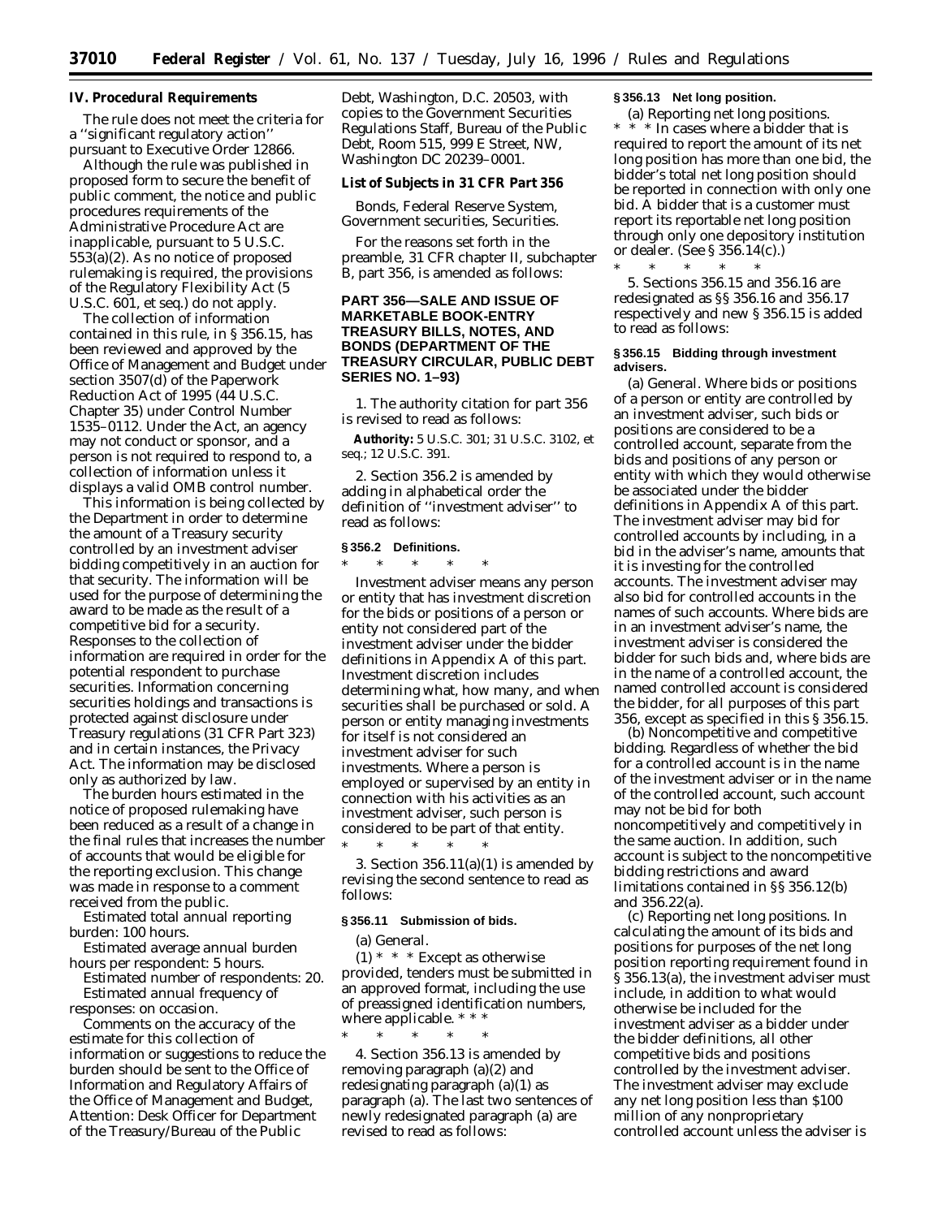**IV. Procedural Requirements**

The rule does not meet the criteria for a ''significant regulatory action'' pursuant to Executive Order 12866.

Although the rule was published in proposed form to secure the benefit of public comment, the notice and public procedures requirements of the Administrative Procedure Act are inapplicable, pursuant to 5 U.S.C. 553(a)(2). As no notice of proposed rulemaking is required, the provisions of the Regulatory Flexibility Act (5 U.S.C. 601, et seq.) do not apply.

The collection of information contained in this rule, in § 356.15, has been reviewed and approved by the Office of Management and Budget under section 3507(d) of the Paperwork Reduction Act of 1995 (44 U.S.C. Chapter 35) under Control Number 1535–0112. Under the Act, an agency may not conduct or sponsor, and a person is not required to respond to, a collection of information unless it displays a valid OMB control number.

This information is being collected by the Department in order to determine the amount of a Treasury security controlled by an investment adviser bidding competitively in an auction for that security. The information will be used for the purpose of determining the award to be made as the result of a competitive bid for a security. Responses to the collection of information are required in order for the potential respondent to purchase securities. Information concerning securities holdings and transactions is protected against disclosure under Treasury regulations (31 CFR Part 323) and in certain instances, the Privacy Act. The information may be disclosed only as authorized by law.

The burden hours estimated in the notice of proposed rulemaking have been reduced as a result of a change in the final rules that increases the number of accounts that would be eligible for the reporting exclusion. This change was made in response to a comment received from the public.

*Estimated total annual reporting burden:* 100 hours.

*Estimated average annual burden hours per respondent:* 5 hours.

*Estimated number of respondents:* 20.

*Estimated annual frequency of responses:* on occasion.

Comments on the accuracy of the estimate for this collection of information or suggestions to reduce the burden should be sent to the Office of Information and Regulatory Affairs of the Office of Management and Budget, Attention: Desk Officer for Department of the Treasury/Bureau of the Public Debt, Washington, D.C. 20503, with copies to the Government Securities Regulations Staff, Bureau of the Public Debt, Room 515, 999 E Street, NW, Washington DC 20239–0001.

**List of Subjects in 31 CFR Part 356**

Bonds, Federal Reserve System, Government securities, Securities.

For the reasons set forth in the preamble, 31 CFR chapter II, subchapter B, part 356, is amended as follows:

**PART 356—SALE AND ISSUE OF MARKETABLE BOOK-ENTRY TREASURY BILLS, NOTES, AND BONDS (DEPARTMENT OF THE TREASURY CIRCULAR, PUBLIC DEBT SERIES NO. 1–93)**

1. The authority citation for part 356 is revised to read as follows:

**Authority:** 5 U.S.C. 301; 31 U.S.C. 3102, et seq.; 12 U.S.C. 391.

2. Section 356.2 is amended by adding in alphabetical order the definition of ''investment adviser'' to read as follows:

**§ 356.2 Definitions.**

\* \* \* \* \*

*Investment adviser* means any person or entity that has investment discretion for the bids or positions of a person or entity not considered part of the investment adviser under the bidder definitions in Appendix A of this part. Investment discretion includes determining what, how many, and when securities shall be purchased or sold. A person or entity managing investments for itself is not considered an investment adviser for such investments. Where a person is employed or supervised by an entity in connection with his activities as an investment adviser, such person is considered to be part of that entity.

\* \* \* \* \*

3. Section 356.11(a)(1) is amended by revising the second sentence to read as follows:

**§ 356.11 Submission of bids.**

(a) *General.*

(1) \* \* \* Except as otherwise provided, tenders must be submitted in an approved format, including the use of preassigned identification numbers, where applicable. \* \* \*

\* \* \* \* \*

4. Section 356.13 is amended by removing paragraph (a)(2) and redesignating paragraph (a)(1) as paragraph (a). The last two sentences of newly redesignated paragraph (a) are revised to read as follows:

**§ 356.13 Net long position.**

(a) *Reporting net long positions.* \* \* \* In cases where a bidder that is required to report the amount of its net long position has more than one bid, the bidder's total net long position should be reported in connection with only one bid. A bidder that is a customer must report its reportable net long position through only one depository institution or dealer. (See § 356.14(c).)

\* \* \* \* \*

5. Sections 356.15 and 356.16 are redesignated as §§ 356.16 and 356.17 respectively and new § 356.15 is added to read as follows:

**§ 356.15 Bidding through investment advisers.**

(a) *General.* Where bids or positions of a person or entity are controlled by an investment adviser, such bids or positions are considered to be a controlled account, separate from the bids and positions of any person or entity with which they would otherwise be associated under the bidder definitions in Appendix A of this part. The investment adviser may bid for controlled accounts by including, in a bid in the adviser's name, amounts that it is investing for the controlled accounts. The investment adviser may also bid for controlled accounts in the names of such accounts. Where bids are in an investment adviser's name, the investment adviser is considered the bidder for such bids and, where bids are in the name of a controlled account, the named controlled account is considered the bidder, for all purposes of this part 356, except as specified in this § 356.15.

(b) *Noncompetitive and competitive bidding.* Regardless of whether the bid for a controlled account is in the name of the investment adviser or in the name of the controlled account, such account may not be bid for both noncompetitively and competitively in the same auction. In addition, such account is subject to the noncompetitive bidding restrictions and award limitations contained in §§ 356.12(b) and 356.22(a).

(c) *Reporting net long positions.* In calculating the amount of its bids and positions for purposes of the net long position reporting requirement found in § 356.13(a), the investment adviser must include, in addition to what would otherwise be included for the investment adviser as a bidder under the bidder definitions, all other competitive bids and positions controlled by the investment adviser. The investment adviser may exclude any net long position less than $100 million of any nonproprietary controlled account unless the adviser is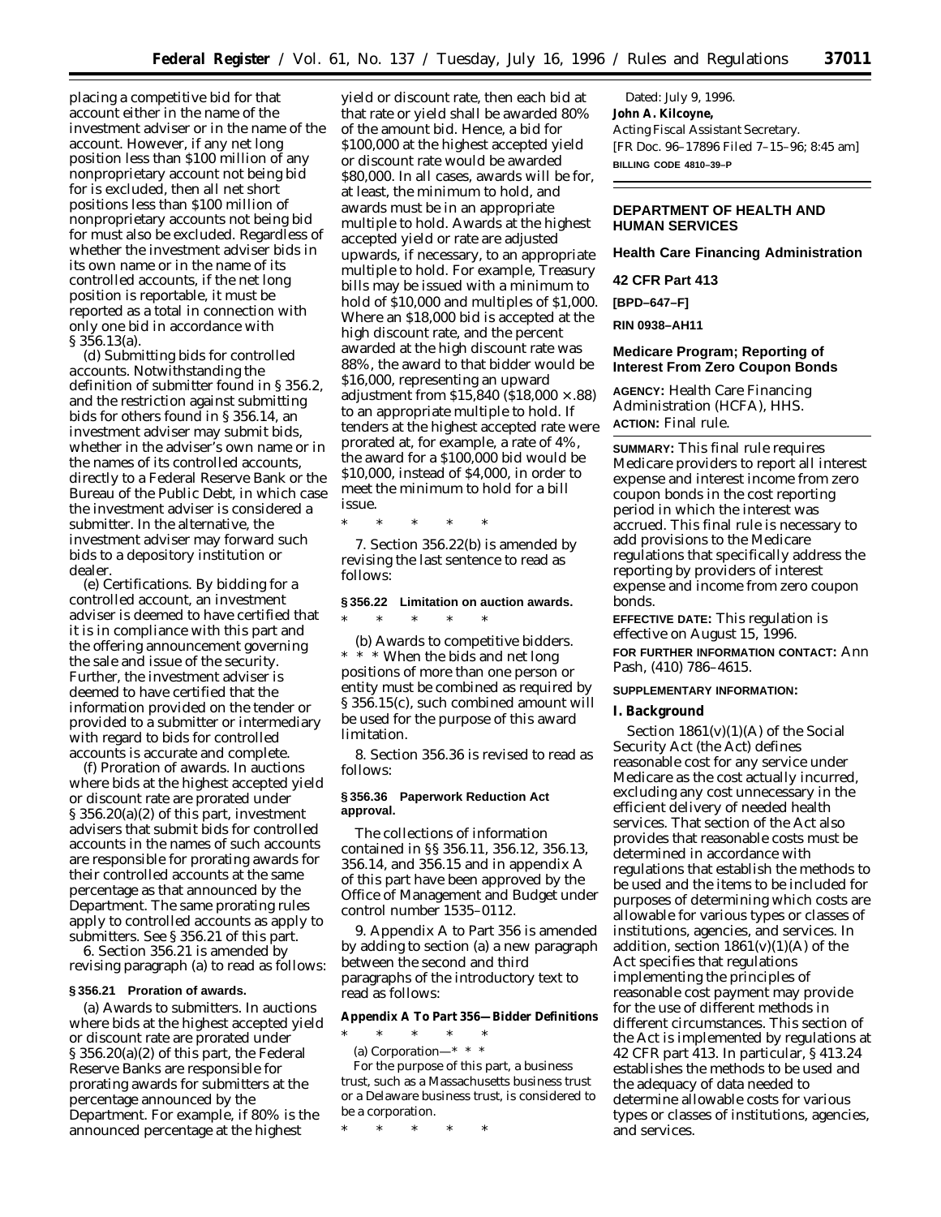placing a competitive bid for that account either in the name of the investment adviser or in the name of the account. However, if any net long position less than $100 million of any nonproprietary account not being bid for is excluded, then all net short positions less than $100 million of nonproprietary accounts not being bid for must also be excluded. Regardless of whether the investment adviser bids in its own name or in the name of its controlled accounts, if the net long position is reportable, it must be reported as a total in connection with only one bid in accordance with § 356.13(a).

(d) *Submitting bids for controlled accounts.* Notwithstanding the definition of submitter found in § 356.2, and the restriction against submitting bids for others found in § 356.14, an investment adviser may submit bids, whether in the adviser's own name or in the names of its controlled accounts, directly to a Federal Reserve Bank or the Bureau of the Public Debt, in which case the investment adviser is considered a submitter. In the alternative, the investment adviser may forward such bids to a depository institution or dealer.

(e) *Certifications.* By bidding for a controlled account, an investment adviser is deemed to have certified that it is in compliance with this part and the offering announcement governing the sale and issue of the security. Further, the investment adviser is deemed to have certified that the information provided on the tender or provided to a submitter or intermediary with regard to bids for controlled accounts is accurate and complete.

(f) *Proration of awards.* In auctions where bids at the highest accepted yield or discount rate are prorated under § 356.20(a)(2) of this part, investment advisers that submit bids for controlled accounts in the names of such accounts are responsible for prorating awards for their controlled accounts at the same percentage as that announced by the Department. The same prorating rules apply to controlled accounts as apply to submitters. See § 356.21 of this part.

6. Section 356.21 is amended by revising paragraph (a) to read as follows:

**§ 356.21 Proration of awards.**

(a) *Awards to submitters.* In auctions where bids at the highest accepted yield or discount rate are prorated under § 356.20(a)(2) of this part, the Federal Reserve Banks are responsible for prorating awards for submitters at the percentage announced by the Department. For example, if 80% is the announced percentage at the highest yield or discount rate, then each bid at that rate or yield shall be awarded 80% of the amount bid. Hence, a bid for $100,000 at the highest accepted yield or discount rate would be awarded $80,000. In all cases, awards will be for, at least, the minimum to hold, and awards must be in an appropriate multiple to hold. Awards at the highest accepted yield or rate are adjusted upwards, if necessary, to an appropriate multiple to hold. For example, Treasury bills may be issued with a minimum to hold of $10,000 and multiples of $1,000. Where an $18,000 bid is accepted at the high discount rate, and the percent awarded at the high discount rate was 88%, the award to that bidder would be $16,000, representing an upward adjustment from $15,840 ($18,000 × .88) to an appropriate multiple to hold. If tenders at the highest accepted rate were prorated at, for example, a rate of 4%, the award for a $100,000 bid would be $10,000, instead of $4,000, in order to meet the minimum to hold for a bill issue.

\* \* \* \* \*

7. Section 356.22(b) is amended by revising the last sentence to read as follows:

**§ 356.22 Limitation on auction awards.**

\* \* \* \* \*

(b) *Awards to competitive bidders.* \* \* \* When the bids and net long positions of more than one person or entity must be combined as required by § 356.15(c), such combined amount will be used for the purpose of this award limitation.

8. Section 356.36 is revised to read as follows:

**§ 356.36 Paperwork Reduction Act approval.**

The collections of information contained in §§ 356.11, 356.12, 356.13, 356.14, and 356.15 and in appendix A of this part have been approved by the Office of Management and Budget under control number 1535–0112.

9. Appendix A to Part 356 is amended by adding to section (a) a new paragraph between the second and third paragraphs of the introductory text to read as follows:

**Appendix A To Part 356—Bidder Definitions**

\* \* \* \* \*

(a) *Corporation*—\* \* \*

For the purpose of this part, a business trust, such as a Massachusetts business trust or a Delaware business trust, is considered to be a corporation.

\* \* \* \* \*

Dated: July 9, 1996.

**John A. Kilcoyne,**

*Acting Fiscal Assistant Secretary.*

[FR Doc. 96–17896 Filed 7–15–96; 8:45 am]

**BILLING CODE 4810–39–P**

---

## DEPARTMENT OF HEALTH AND HUMAN SERVICES

### Health Care Financing Administration

### 42 CFR Part 413

**[BPD–647–F]**

**RIN 0938–AH11**

### Medicare Program; Reporting of Interest From Zero Coupon Bonds

**AGENCY:** Health Care Financing Administration (HCFA), HHS.

**ACTION:** Final rule.

**SUMMARY:** This final rule requires Medicare providers to report all interest expense and interest income from zero coupon bonds in the cost reporting period in which the interest was accrued. This final rule is necessary to add provisions to the Medicare regulations that specifically address the reporting by providers of interest expense and income from zero coupon bonds.

**EFFECTIVE DATE:** This regulation is effective on August 15, 1996.

**FOR FURTHER INFORMATION CONTACT:** Ann Pash, (410) 786–4615.

**SUPPLEMENTARY INFORMATION:**

**I. Background**

Section 1861(v)(1)(A) of the Social Security Act (the Act) defines reasonable cost for any service under Medicare as the cost actually incurred, excluding any cost unnecessary in the efficient delivery of needed health services. That section of the Act also provides that reasonable costs must be determined in accordance with regulations that establish the methods to be used and the items to be included for purposes of determining which costs are allowable for various types or classes of institutions, agencies, and services. In addition, section 1861(v)(1)(A) of the Act specifies that regulations implementing the principles of reasonable cost payment may provide for the use of different methods in different circumstances. This section of the Act is implemented by regulations at 42 CFR part 413. In particular, § 413.24 establishes the methods to be used and the adequacy of data needed to determine allowable costs for various types or classes of institutions, agencies, and services.